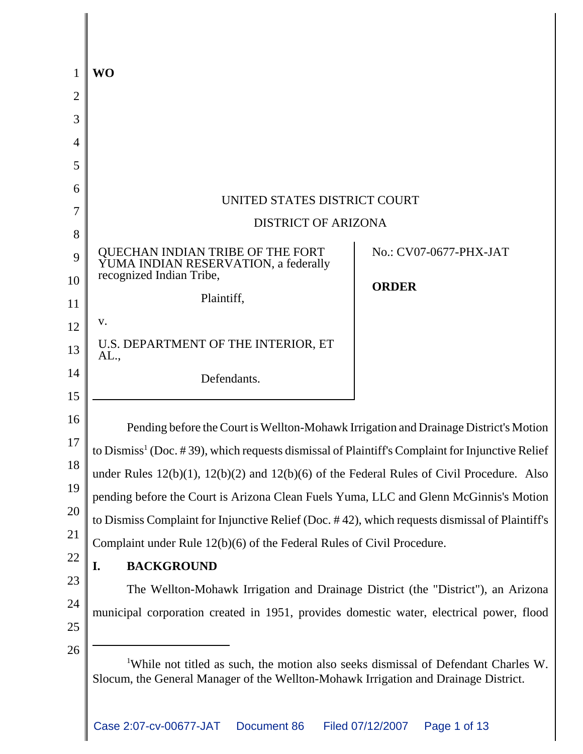WO

UNITED STATES DISTRICT COURT

DISTRICT OF ARIZONA

| | |
|---|---|
| QUECHAN INDIAN TRIBE OF THE FORT YUMA INDIAN RESERVATION, a federally recognized Indian Tribe,<br><br>Plaintiff,<br><br>v.<br><br>U.S. DEPARTMENT OF THE INTERIOR, ET AL.,<br><br>Defendants. | No.: CV07-0677-PHX-JAT<br><br>**ORDER** |

Pending before the Court is Wellton-Mohawk Irrigation and Drainage District's Motion to Dismiss[1] (Doc. # 39), which requests dismissal of Plaintiff's Complaint for Injunctive Relief under Rules 12(b)(1), 12(b)(2) and 12(b)(6) of the Federal Rules of Civil Procedure. Also pending before the Court is Arizona Clean Fuels Yuma, LLC and Glenn McGinnis's Motion to Dismiss Complaint for Injunctive Relief (Doc. # 42), which requests dismissal of Plaintiff's Complaint under Rule 12(b)(6) of the Federal Rules of Civil Procedure.

## I. BACKGROUND

The Wellton-Mohawk Irrigation and Drainage District (the "District"), an Arizona municipal corporation created in 1951, provides domestic water, electrical power, flood

---

[1]While not titled as such, the motion also seeks dismissal of Defendant Charles W. Slocum, the General Manager of the Wellton-Mohawk Irrigation and Drainage District.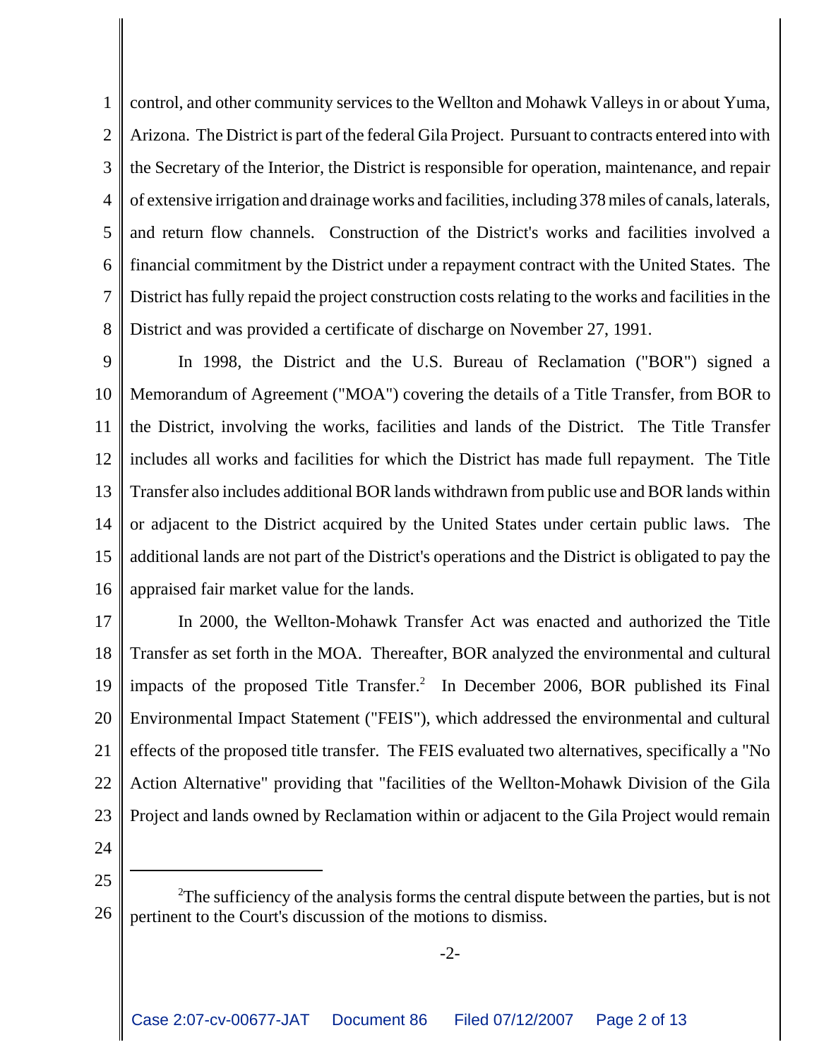control, and other community services to the Wellton and Mohawk Valleys in or about Yuma, Arizona. The District is part of the federal Gila Project. Pursuant to contracts entered into with the Secretary of the Interior, the District is responsible for operation, maintenance, and repair of extensive irrigation and drainage works and facilities, including 378 miles of canals, laterals, and return flow channels. Construction of the District's works and facilities involved a financial commitment by the District under a repayment contract with the United States. The District has fully repaid the project construction costs relating to the works and facilities in the District and was provided a certificate of discharge on November 27, 1991.

In 1998, the District and the U.S. Bureau of Reclamation ("BOR") signed a Memorandum of Agreement ("MOA") covering the details of a Title Transfer, from BOR to the District, involving the works, facilities and lands of the District. The Title Transfer includes all works and facilities for which the District has made full repayment. The Title Transfer also includes additional BOR lands withdrawn from public use and BOR lands within or adjacent to the District acquired by the United States under certain public laws. The additional lands are not part of the District's operations and the District is obligated to pay the appraised fair market value for the lands.

In 2000, the Wellton-Mohawk Transfer Act was enacted and authorized the Title Transfer as set forth in the MOA. Thereafter, BOR analyzed the environmental and cultural impacts of the proposed Title Transfer.[2] In December 2006, BOR published its Final Environmental Impact Statement ("FEIS"), which addressed the environmental and cultural effects of the proposed title transfer. The FEIS evaluated two alternatives, specifically a "No Action Alternative" providing that "facilities of the Wellton-Mohawk Division of the Gila Project and lands owned by Reclamation within or adjacent to the Gila Project would remain

---

[2] The sufficiency of the analysis forms the central dispute between the parties, but is not pertinent to the Court's discussion of the motions to dismiss.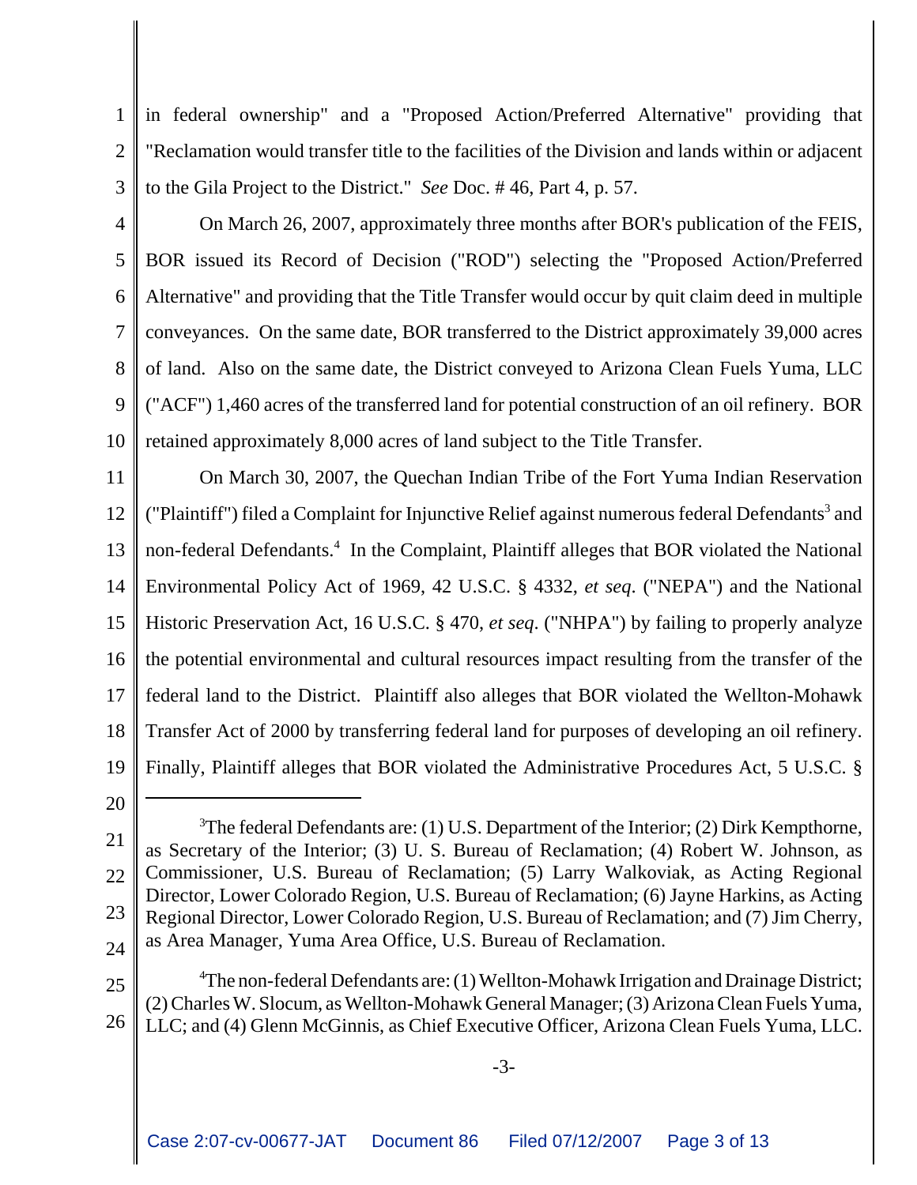in federal ownership" and a "Proposed Action/Preferred Alternative" providing that "Reclamation would transfer title to the facilities of the Division and lands within or adjacent to the Gila Project to the District." *See* Doc. # 46, Part 4, p. 57.

On March 26, 2007, approximately three months after BOR's publication of the FEIS, BOR issued its Record of Decision ("ROD") selecting the "Proposed Action/Preferred Alternative" and providing that the Title Transfer would occur by quit claim deed in multiple conveyances. On the same date, BOR transferred to the District approximately 39,000 acres of land. Also on the same date, the District conveyed to Arizona Clean Fuels Yuma, LLC ("ACF") 1,460 acres of the transferred land for potential construction of an oil refinery. BOR retained approximately 8,000 acres of land subject to the Title Transfer.

On March 30, 2007, the Quechan Indian Tribe of the Fort Yuma Indian Reservation ("Plaintiff") filed a Complaint for Injunctive Relief against numerous federal Defendants[3] and non-federal Defendants.[4] In the Complaint, Plaintiff alleges that BOR violated the National Environmental Policy Act of 1969, 42 U.S.C. § 4332, *et seq*. ("NEPA") and the National Historic Preservation Act, 16 U.S.C. § 470, *et seq*. ("NHPA") by failing to properly analyze the potential environmental and cultural resources impact resulting from the transfer of the federal land to the District. Plaintiff also alleges that BOR violated the Wellton-Mohawk Transfer Act of 2000 by transferring federal land for purposes of developing an oil refinery. Finally, Plaintiff alleges that BOR violated the Administrative Procedures Act, 5 U.S.C. §

---

[3]The federal Defendants are: (1) U.S. Department of the Interior; (2) Dirk Kempthorne, as Secretary of the Interior; (3) U. S. Bureau of Reclamation; (4) Robert W. Johnson, as Commissioner, U.S. Bureau of Reclamation; (5) Larry Walkoviak, as Acting Regional Director, Lower Colorado Region, U.S. Bureau of Reclamation; (6) Jayne Harkins, as Acting Regional Director, Lower Colorado Region, U.S. Bureau of Reclamation; and (7) Jim Cherry, as Area Manager, Yuma Area Office, U.S. Bureau of Reclamation.

[4]The non-federal Defendants are: (1) Wellton-Mohawk Irrigation and Drainage District; (2) Charles W. Slocum, as Wellton-Mohawk General Manager; (3) Arizona Clean Fuels Yuma, LLC; and (4) Glenn McGinnis, as Chief Executive Officer, Arizona Clean Fuels Yuma, LLC.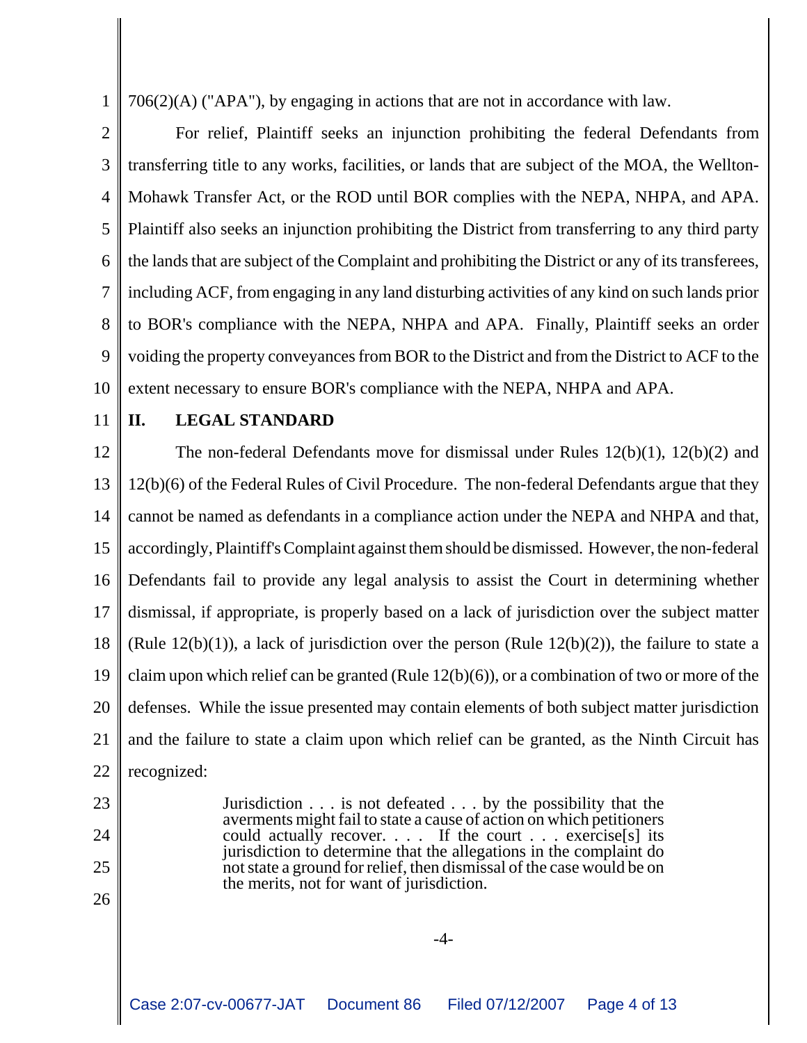706(2)(A) ("APA"), by engaging in actions that are not in accordance with law.

For relief, Plaintiff seeks an injunction prohibiting the federal Defendants from transferring title to any works, facilities, or lands that are subject of the MOA, the Wellton-Mohawk Transfer Act, or the ROD until BOR complies with the NEPA, NHPA, and APA. Plaintiff also seeks an injunction prohibiting the District from transferring to any third party the lands that are subject of the Complaint and prohibiting the District or any of its transferees, including ACF, from engaging in any land disturbing activities of any kind on such lands prior to BOR's compliance with the NEPA, NHPA and APA. Finally, Plaintiff seeks an order voiding the property conveyances from BOR to the District and from the District to ACF to the extent necessary to ensure BOR's compliance with the NEPA, NHPA and APA.

## II. LEGAL STANDARD

The non-federal Defendants move for dismissal under Rules 12(b)(1), 12(b)(2) and 12(b)(6) of the Federal Rules of Civil Procedure. The non-federal Defendants argue that they cannot be named as defendants in a compliance action under the NEPA and NHPA and that, accordingly, Plaintiff's Complaint against them should be dismissed. However, the non-federal Defendants fail to provide any legal analysis to assist the Court in determining whether dismissal, if appropriate, is properly based on a lack of jurisdiction over the subject matter (Rule 12(b)(1)), a lack of jurisdiction over the person (Rule 12(b)(2)), the failure to state a claim upon which relief can be granted (Rule 12(b)(6)), or a combination of two or more of the defenses. While the issue presented may contain elements of both subject matter jurisdiction and the failure to state a claim upon which relief can be granted, as the Ninth Circuit has recognized:

> Jurisdiction . . . is not defeated . . . by the possibility that the averments might fail to state a cause of action on which petitioners could actually recover. . . . If the court . . . exercise[s] its jurisdiction to determine that the allegations in the complaint do not state a ground for relief, then dismissal of the case would be on the merits, not for want of jurisdiction.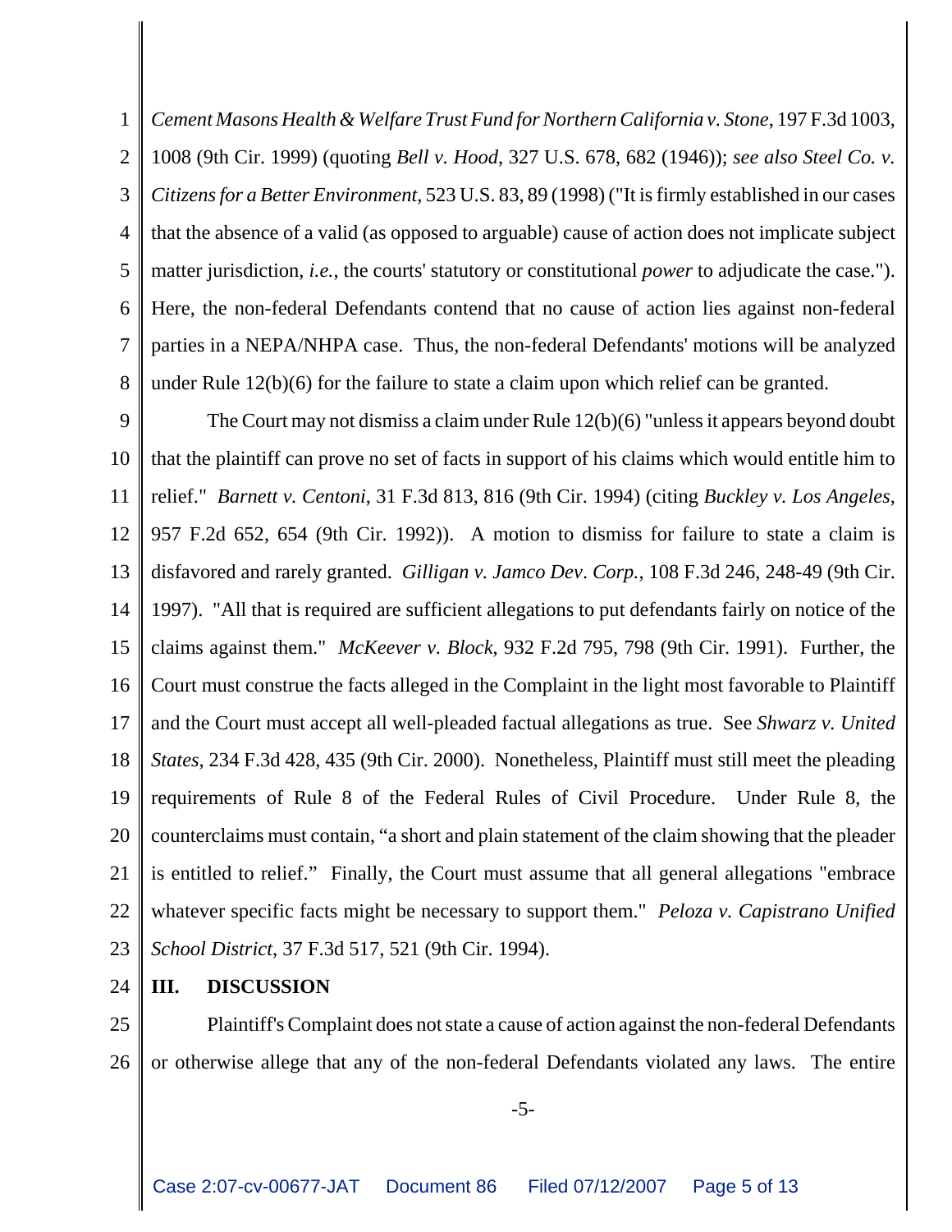*Cement Masons Health & Welfare Trust Fund for Northern California v. Stone*, 197 F.3d 1003, 1008 (9th Cir. 1999) (quoting *Bell v. Hood*, 327 U.S. 678, 682 (1946)); *see also Steel Co. v. Citizens for a Better Environment*, 523 U.S. 83, 89 (1998) ("It is firmly established in our cases that the absence of a valid (as opposed to arguable) cause of action does not implicate subject matter jurisdiction, *i.e.*, the courts' statutory or constitutional *power* to adjudicate the case."). Here, the non-federal Defendants contend that no cause of action lies against non-federal parties in a NEPA/NHPA case. Thus, the non-federal Defendants' motions will be analyzed under Rule 12(b)(6) for the failure to state a claim upon which relief can be granted.

The Court may not dismiss a claim under Rule 12(b)(6) "unless it appears beyond doubt that the plaintiff can prove no set of facts in support of his claims which would entitle him to relief." *Barnett v. Centoni*, 31 F.3d 813, 816 (9th Cir. 1994) (citing *Buckley v. Los Angeles*, 957 F.2d 652, 654 (9th Cir. 1992)). A motion to dismiss for failure to state a claim is disfavored and rarely granted. *Gilligan v. Jamco Dev. Corp.*, 108 F.3d 246, 248-49 (9th Cir. 1997). "All that is required are sufficient allegations to put defendants fairly on notice of the claims against them." *McKeever v. Block*, 932 F.2d 795, 798 (9th Cir. 1991). Further, the Court must construe the facts alleged in the Complaint in the light most favorable to Plaintiff and the Court must accept all well-pleaded factual allegations as true. See *Shwarz v. United States*, 234 F.3d 428, 435 (9th Cir. 2000). Nonetheless, Plaintiff must still meet the pleading requirements of Rule 8 of the Federal Rules of Civil Procedure. Under Rule 8, the counterclaims must contain, "a short and plain statement of the claim showing that the pleader is entitled to relief." Finally, the Court must assume that all general allegations "embrace whatever specific facts might be necessary to support them." *Peloza v. Capistrano Unified School District*, 37 F.3d 517, 521 (9th Cir. 1994).

## III. DISCUSSION

Plaintiff's Complaint does not state a cause of action against the non-federal Defendants or otherwise allege that any of the non-federal Defendants violated any laws. The entire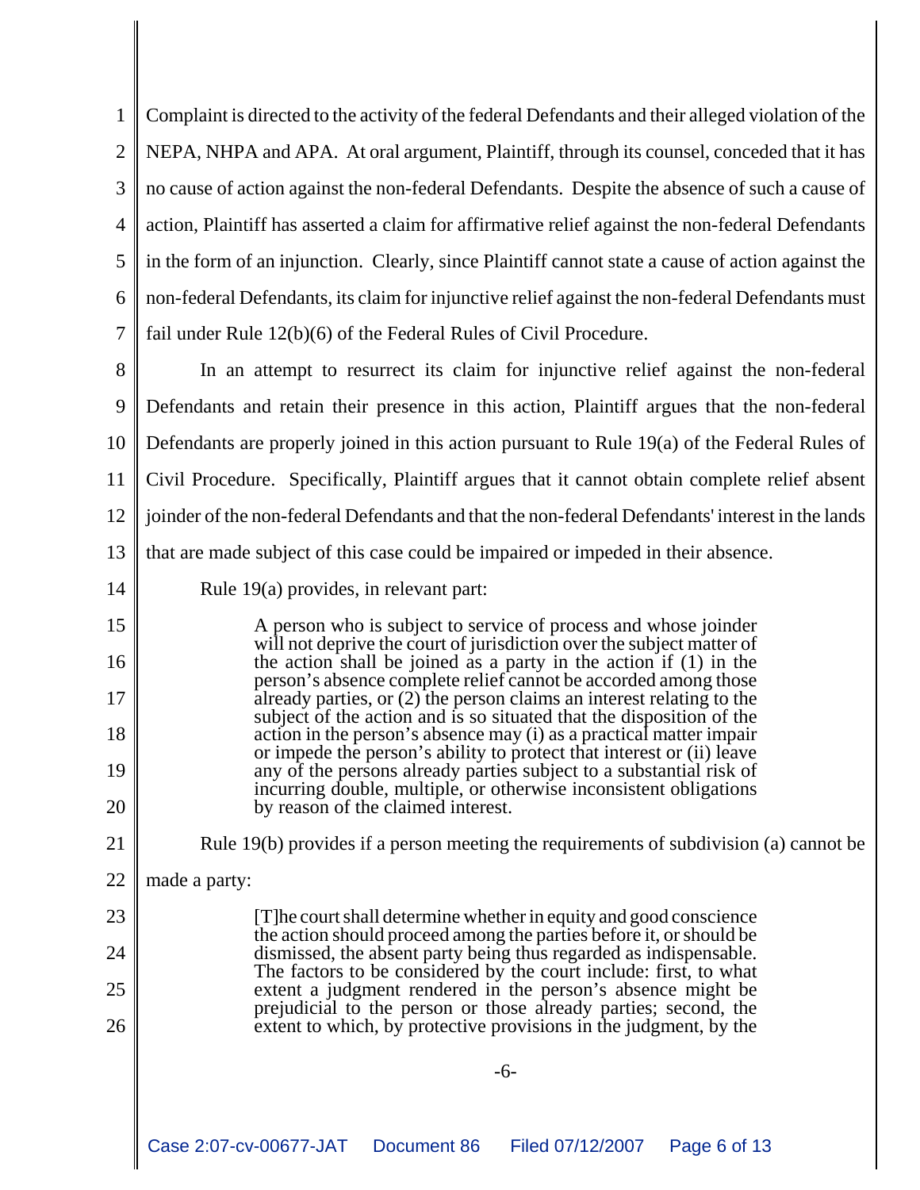Complaint is directed to the activity of the federal Defendants and their alleged violation of the NEPA, NHPA and APA. At oral argument, Plaintiff, through its counsel, conceded that it has no cause of action against the non-federal Defendants. Despite the absence of such a cause of action, Plaintiff has asserted a claim for affirmative relief against the non-federal Defendants in the form of an injunction. Clearly, since Plaintiff cannot state a cause of action against the non-federal Defendants, its claim for injunctive relief against the non-federal Defendants must fail under Rule 12(b)(6) of the Federal Rules of Civil Procedure.

In an attempt to resurrect its claim for injunctive relief against the non-federal Defendants and retain their presence in this action, Plaintiff argues that the non-federal Defendants are properly joined in this action pursuant to Rule 19(a) of the Federal Rules of Civil Procedure. Specifically, Plaintiff argues that it cannot obtain complete relief absent joinder of the non-federal Defendants and that the non-federal Defendants' interest in the lands that are made subject of this case could be impaired or impeded in their absence.

Rule 19(a) provides, in relevant part:

> A person who is subject to service of process and whose joinder will not deprive the court of jurisdiction over the subject matter of the action shall be joined as a party in the action if (1) in the person's absence complete relief cannot be accorded among those already parties, or (2) the person claims an interest relating to the subject of the action and is so situated that the disposition of the action in the person's absence may (i) as a practical matter impair or impede the person's ability to protect that interest or (ii) leave any of the persons already parties subject to a substantial risk of incurring double, multiple, or otherwise inconsistent obligations by reason of the claimed interest.

Rule 19(b) provides if a person meeting the requirements of subdivision (a) cannot be made a party:

> [T]he court shall determine whether in equity and good conscience the action should proceed among the parties before it, or should be dismissed, the absent party being thus regarded as indispensable. The factors to be considered by the court include: first, to what extent a judgment rendered in the person's absence might be prejudicial to the person or those already parties; second, the extent to which, by protective provisions in the judgment, by the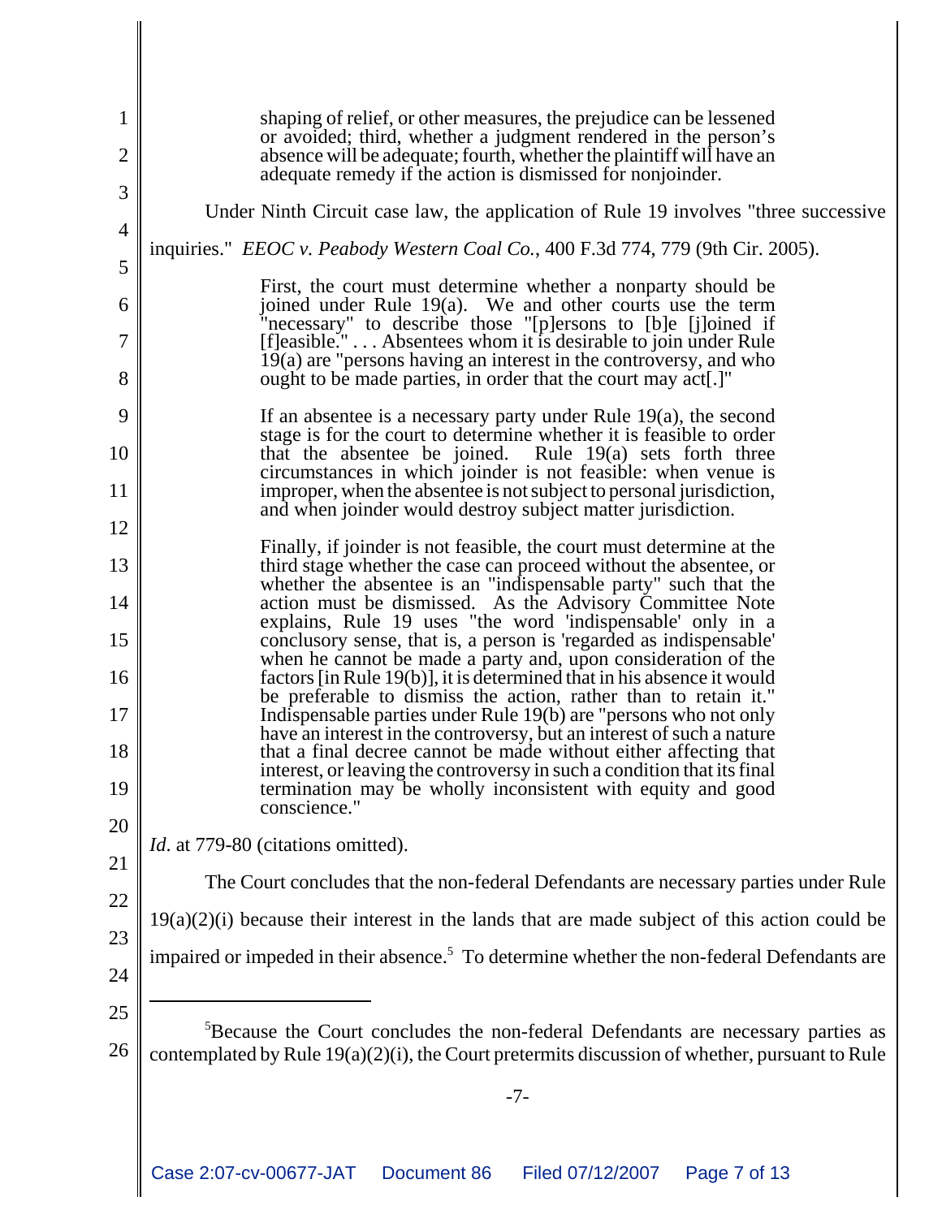> shaping of relief, or other measures, the prejudice can be lessened or avoided; third, whether a judgment rendered in the person's absence will be adequate; fourth, whether the plaintiff will have an adequate remedy if the action is dismissed for nonjoinder.

Under Ninth Circuit case law, the application of Rule 19 involves "three successive inquiries." *EEOC v. Peabody Western Coal Co.*, 400 F.3d 774, 779 (9th Cir. 2005).

> First, the court must determine whether a nonparty should be joined under Rule 19(a). We and other courts use the term "necessary" to describe those "[p]ersons to [b]e [j]oined if [f]easible." . . . Absentees whom it is desirable to join under Rule 19(a) are "persons having an interest in the controversy, and who ought to be made parties, in order that the court may act[.]"
>
> If an absentee is a necessary party under Rule 19(a), the second stage is for the court to determine whether it is feasible to order that the absentee be joined. Rule 19(a) sets forth three circumstances in which joinder is not feasible: when venue is improper, when the absentee is not subject to personal jurisdiction, and when joinder would destroy subject matter jurisdiction.
>
> Finally, if joinder is not feasible, the court must determine at the third stage whether the case can proceed without the absentee, or whether the absentee is an "indispensable party" such that the action must be dismissed. As the Advisory Committee Note explains, Rule 19 uses "the word 'indispensable' only in a conclusory sense, that is, a person is 'regarded as indispensable' when he cannot be made a party and, upon consideration of the factors [in Rule 19(b)], it is determined that in his absence it would be preferable to dismiss the action, rather than to retain it." Indispensable parties under Rule 19(b) are "persons who not only have an interest in the controversy, but an interest of such a nature that a final decree cannot be made without either affecting that interest, or leaving the controversy in such a condition that its final termination may be wholly inconsistent with equity and good conscience."

*Id*. at 779-80 (citations omitted).

The Court concludes that the non-federal Defendants are necessary parties under Rule 19(a)(2)(i) because their interest in the lands that are made subject of this action could be impaired or impeded in their absence.[5] To determine whether the non-federal Defendants are

---

[5]Because the Court concludes the non-federal Defendants are necessary parties as contemplated by Rule 19(a)(2)(i), the Court pretermits discussion of whether, pursuant to Rule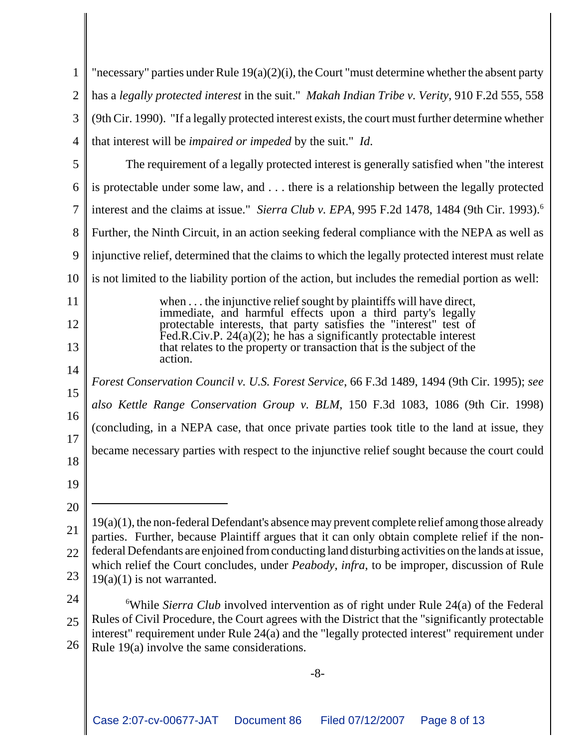"necessary" parties under Rule 19(a)(2)(i), the Court "must determine whether the absent party has a *legally protected interest* in the suit." *Makah Indian Tribe v. Verity*, 910 F.2d 555, 558 (9th Cir. 1990). "If a legally protected interest exists, the court must further determine whether that interest will be *impaired or impeded* by the suit." *Id*.

The requirement of a legally protected interest is generally satisfied when "the interest is protectable under some law, and . . . there is a relationship between the legally protected interest and the claims at issue." *Sierra Club v. EPA*, 995 F.2d 1478, 1484 (9th Cir. 1993).[6] Further, the Ninth Circuit, in an action seeking federal compliance with the NEPA as well as injunctive relief, determined that the claims to which the legally protected interest must relate is not limited to the liability portion of the action, but includes the remedial portion as well:

> when . . . the injunctive relief sought by plaintiffs will have direct, immediate, and harmful effects upon a third party's legally protectable interests, that party satisfies the "interest" test of Fed.R.Civ.P. 24(a)(2); he has a significantly protectable interest that relates to the property or transaction that is the subject of the action.

*Forest Conservation Council v. U.S. Forest Service*, 66 F.3d 1489, 1494 (9th Cir. 1995); *see also Kettle Range Conservation Group v. BLM*, 150 F.3d 1083, 1086 (9th Cir. 1998) (concluding, in a NEPA case, that once private parties took title to the land at issue, they became necessary parties with respect to the injunctive relief sought because the court could

---

19(a)(1), the non-federal Defendant's absence may prevent complete relief among those already parties. Further, because Plaintiff argues that it can only obtain complete relief if the non-federal Defendants are enjoined from conducting land disturbing activities on the lands at issue, which relief the Court concludes, under *Peabody*, *infra*, to be improper, discussion of Rule 19(a)(1) is not warranted.

[6] While *Sierra Club* involved intervention as of right under Rule 24(a) of the Federal Rules of Civil Procedure, the Court agrees with the District that the "significantly protectable interest" requirement under Rule 24(a) and the "legally protected interest" requirement under Rule 19(a) involve the same considerations.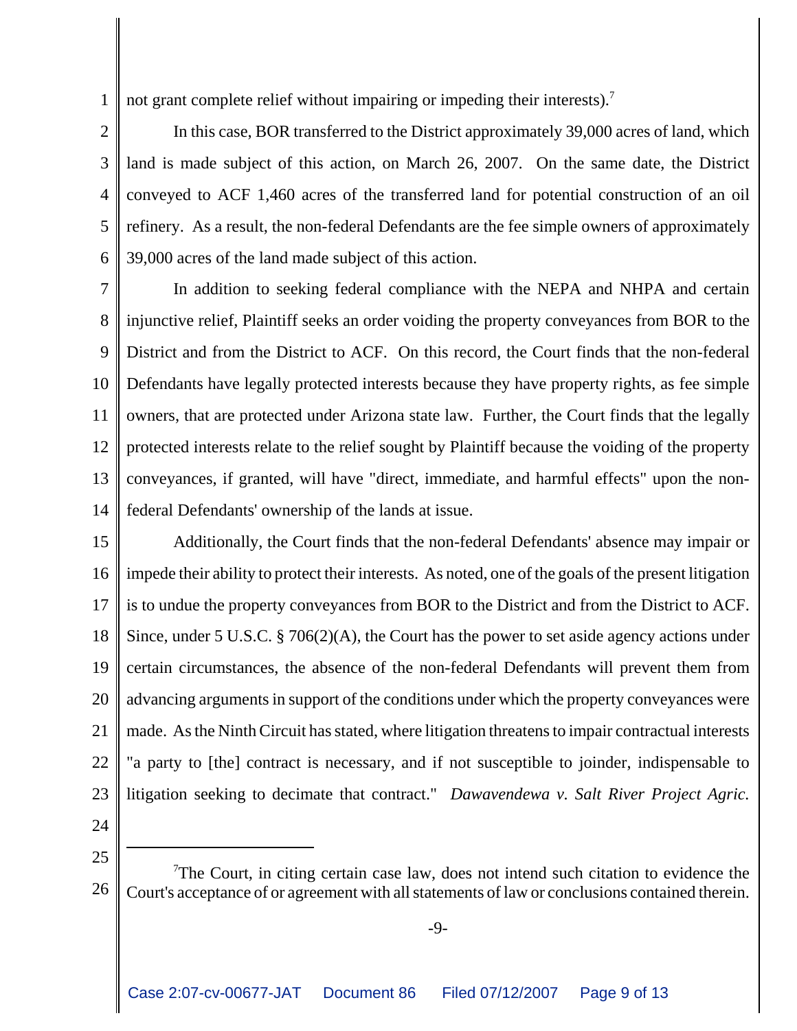not grant complete relief without impairing or impeding their interests).[7]

In this case, BOR transferred to the District approximately 39,000 acres of land, which land is made subject of this action, on March 26, 2007. On the same date, the District conveyed to ACF 1,460 acres of the transferred land for potential construction of an oil refinery. As a result, the non-federal Defendants are the fee simple owners of approximately 39,000 acres of the land made subject of this action.

In addition to seeking federal compliance with the NEPA and NHPA and certain injunctive relief, Plaintiff seeks an order voiding the property conveyances from BOR to the District and from the District to ACF. On this record, the Court finds that the non-federal Defendants have legally protected interests because they have property rights, as fee simple owners, that are protected under Arizona state law. Further, the Court finds that the legally protected interests relate to the relief sought by Plaintiff because the voiding of the property conveyances, if granted, will have "direct, immediate, and harmful effects" upon the non-federal Defendants' ownership of the lands at issue.

Additionally, the Court finds that the non-federal Defendants' absence may impair or impede their ability to protect their interests. As noted, one of the goals of the present litigation is to undue the property conveyances from BOR to the District and from the District to ACF. Since, under 5 U.S.C. § 706(2)(A), the Court has the power to set aside agency actions under certain circumstances, the absence of the non-federal Defendants will prevent them from advancing arguments in support of the conditions under which the property conveyances were made. As the Ninth Circuit has stated, where litigation threatens to impair contractual interests "a party to [the] contract is necessary, and if not susceptible to joinder, indispensable to litigation seeking to decimate that contract." *Dawavendewa v. Salt River Project Agric.*

---

[7] The Court, in citing certain case law, does not intend such citation to evidence the Court's acceptance of or agreement with all statements of law or conclusions contained therein.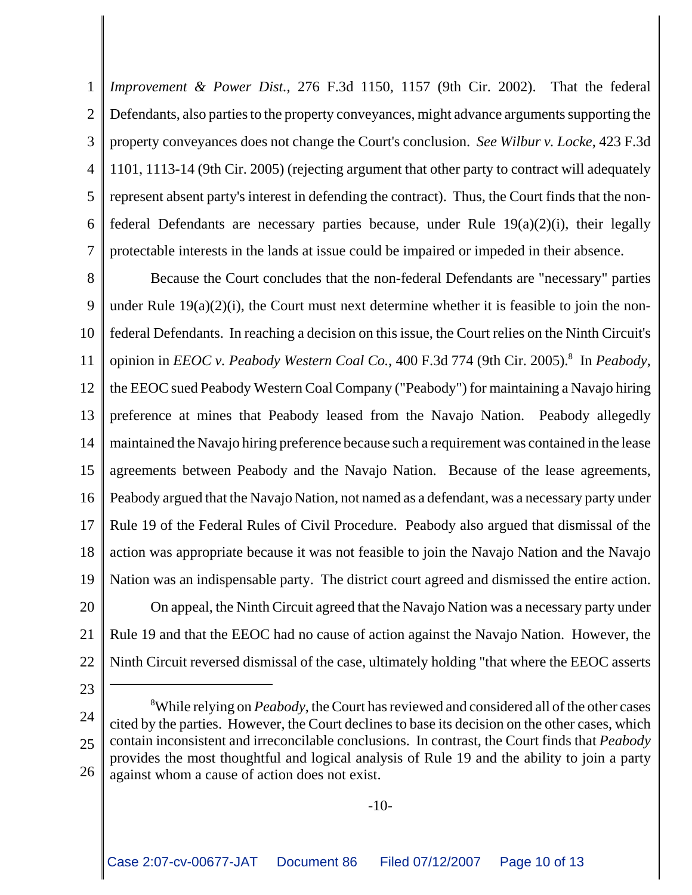*Improvement & Power Dist.*, 276 F.3d 1150, 1157 (9th Cir. 2002). That the federal Defendants, also parties to the property conveyances, might advance arguments supporting the property conveyances does not change the Court's conclusion. *See Wilbur v. Locke*, 423 F.3d 1101, 1113-14 (9th Cir. 2005) (rejecting argument that other party to contract will adequately represent absent party's interest in defending the contract). Thus, the Court finds that the non-federal Defendants are necessary parties because, under Rule 19(a)(2)(i), their legally protectable interests in the lands at issue could be impaired or impeded in their absence.

Because the Court concludes that the non-federal Defendants are "necessary" parties under Rule 19(a)(2)(i), the Court must next determine whether it is feasible to join the non-federal Defendants. In reaching a decision on this issue, the Court relies on the Ninth Circuit's opinion in *EEOC v. Peabody Western Coal Co.*, 400 F.3d 774 (9th Cir. 2005).[8] In *Peabody*, the EEOC sued Peabody Western Coal Company ("Peabody") for maintaining a Navajo hiring preference at mines that Peabody leased from the Navajo Nation. Peabody allegedly maintained the Navajo hiring preference because such a requirement was contained in the lease agreements between Peabody and the Navajo Nation. Because of the lease agreements, Peabody argued that the Navajo Nation, not named as a defendant, was a necessary party under Rule 19 of the Federal Rules of Civil Procedure. Peabody also argued that dismissal of the action was appropriate because it was not feasible to join the Navajo Nation and the Navajo Nation was an indispensable party. The district court agreed and dismissed the entire action.

On appeal, the Ninth Circuit agreed that the Navajo Nation was a necessary party under Rule 19 and that the EEOC had no cause of action against the Navajo Nation. However, the Ninth Circuit reversed dismissal of the case, ultimately holding "that where the EEOC asserts

---

[8] While relying on *Peabody*, the Court has reviewed and considered all of the other cases cited by the parties. However, the Court declines to base its decision on the other cases, which contain inconsistent and irreconcilable conclusions. In contrast, the Court finds that *Peabody* provides the most thoughtful and logical analysis of Rule 19 and the ability to join a party against whom a cause of action does not exist.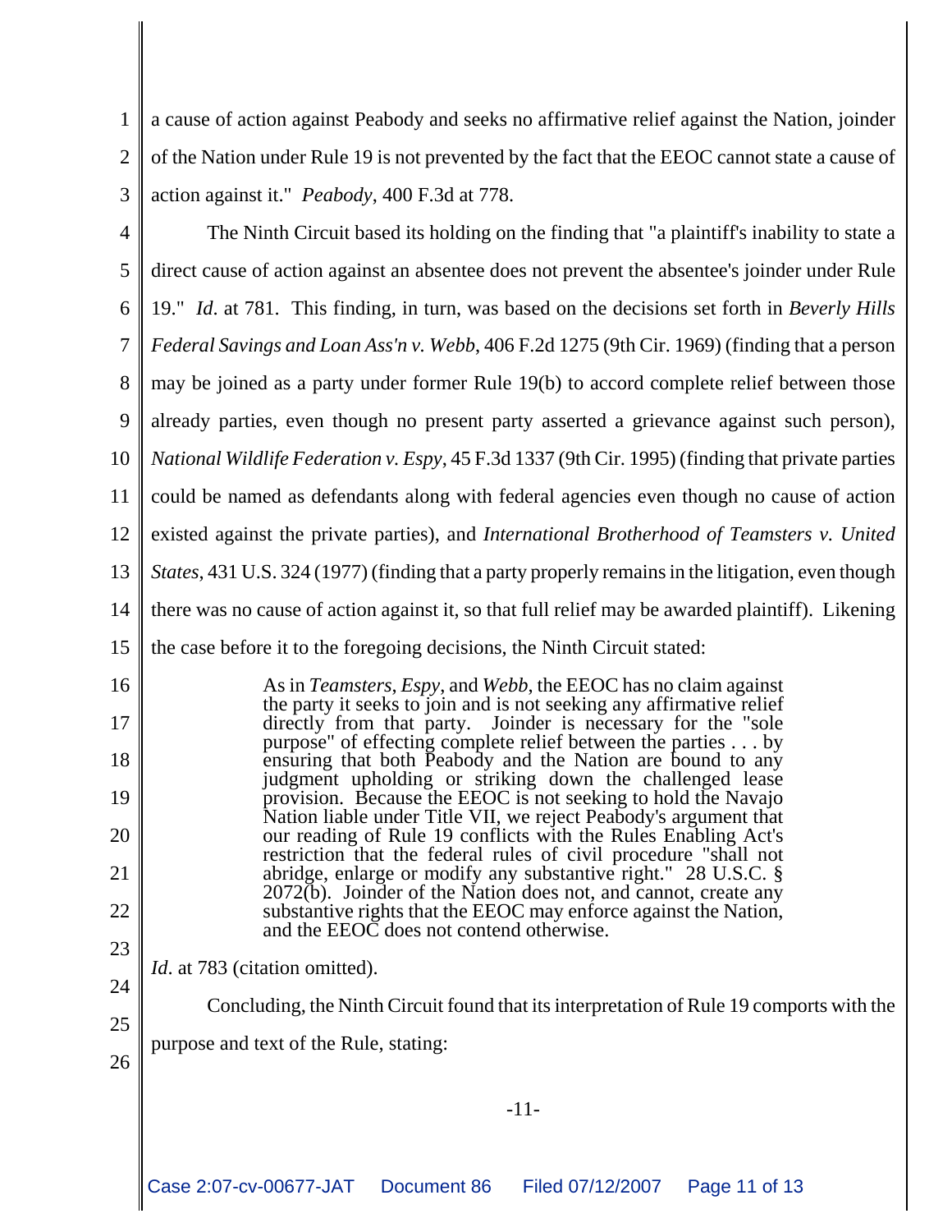a cause of action against Peabody and seeks no affirmative relief against the Nation, joinder of the Nation under Rule 19 is not prevented by the fact that the EEOC cannot state a cause of action against it." *Peabody*, 400 F.3d at 778.

The Ninth Circuit based its holding on the finding that "a plaintiff's inability to state a direct cause of action against an absentee does not prevent the absentee's joinder under Rule 19." *Id*. at 781. This finding, in turn, was based on the decisions set forth in *Beverly Hills Federal Savings and Loan Ass'n v. Webb*, 406 F.2d 1275 (9th Cir. 1969) (finding that a person may be joined as a party under former Rule 19(b) to accord complete relief between those already parties, even though no present party asserted a grievance against such person), *National Wildlife Federation v. Espy*, 45 F.3d 1337 (9th Cir. 1995) (finding that private parties could be named as defendants along with federal agencies even though no cause of action existed against the private parties), and *International Brotherhood of Teamsters v. United States*, 431 U.S. 324 (1977) (finding that a party properly remains in the litigation, even though there was no cause of action against it, so that full relief may be awarded plaintiff). Likening the case before it to the foregoing decisions, the Ninth Circuit stated:

> As in *Teamsters*, *Espy*, and *Webb*, the EEOC has no claim against the party it seeks to join and is not seeking any affirmative relief directly from that party. Joinder is necessary for the "sole purpose" of effecting complete relief between the parties . . . by ensuring that both Peabody and the Nation are bound to any judgment upholding or striking down the challenged lease provision. Because the EEOC is not seeking to hold the Navajo Nation liable under Title VII, we reject Peabody's argument that our reading of Rule 19 conflicts with the Rules Enabling Act's restriction that the federal rules of civil procedure "shall not abridge, enlarge or modify any substantive right." 28 U.S.C. § 2072(b). Joinder of the Nation does not, and cannot, create any substantive rights that the EEOC may enforce against the Nation, and the EEOC does not contend otherwise.

*Id*. at 783 (citation omitted).

Concluding, the Ninth Circuit found that its interpretation of Rule 19 comports with the purpose and text of the Rule, stating: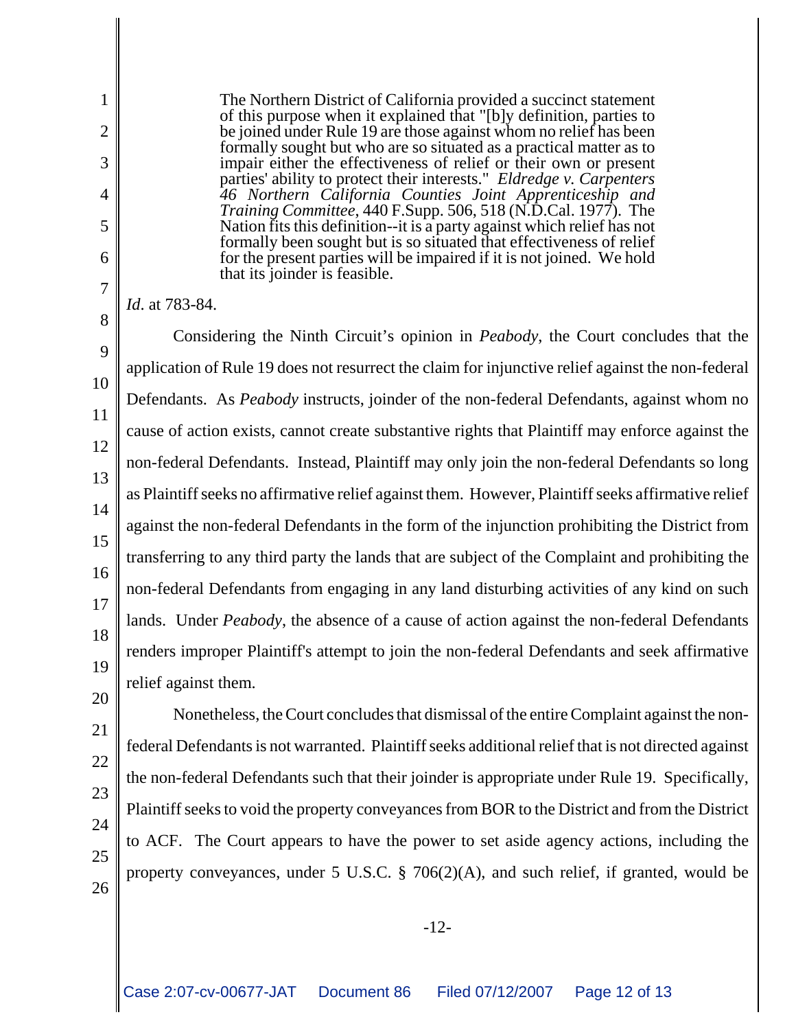> The Northern District of California provided a succinct statement of this purpose when it explained that "[b]y definition, parties to be joined under Rule 19 are those against whom no relief has been formally sought but who are so situated as a practical matter as to impair either the effectiveness of relief or their own or present parties' ability to protect their interests." *Eldredge v. Carpenters 46 Northern California Counties Joint Apprenticeship and Training Committee*, 440 F.Supp. 506, 518 (N.D.Cal. 1977). The Nation fits this definition--it is a party against which relief has not formally been sought but is so situated that effectiveness of relief for the present parties will be impaired if it is not joined. We hold that its joinder is feasible.

*Id*. at 783-84.

Considering the Ninth Circuit's opinion in *Peabody*, the Court concludes that the application of Rule 19 does not resurrect the claim for injunctive relief against the non-federal Defendants. As *Peabody* instructs, joinder of the non-federal Defendants, against whom no cause of action exists, cannot create substantive rights that Plaintiff may enforce against the non-federal Defendants. Instead, Plaintiff may only join the non-federal Defendants so long as Plaintiff seeks no affirmative relief against them. However, Plaintiff seeks affirmative relief against the non-federal Defendants in the form of the injunction prohibiting the District from transferring to any third party the lands that are subject of the Complaint and prohibiting the non-federal Defendants from engaging in any land disturbing activities of any kind on such lands. Under *Peabody*, the absence of a cause of action against the non-federal Defendants renders improper Plaintiff's attempt to join the non-federal Defendants and seek affirmative relief against them.

Nonetheless, the Court concludes that dismissal of the entire Complaint against the non-federal Defendants is not warranted. Plaintiff seeks additional relief that is not directed against the non-federal Defendants such that their joinder is appropriate under Rule 19. Specifically, Plaintiff seeks to void the property conveyances from BOR to the District and from the District to ACF. The Court appears to have the power to set aside agency actions, including the property conveyances, under 5 U.S.C. § 706(2)(A), and such relief, if granted, would be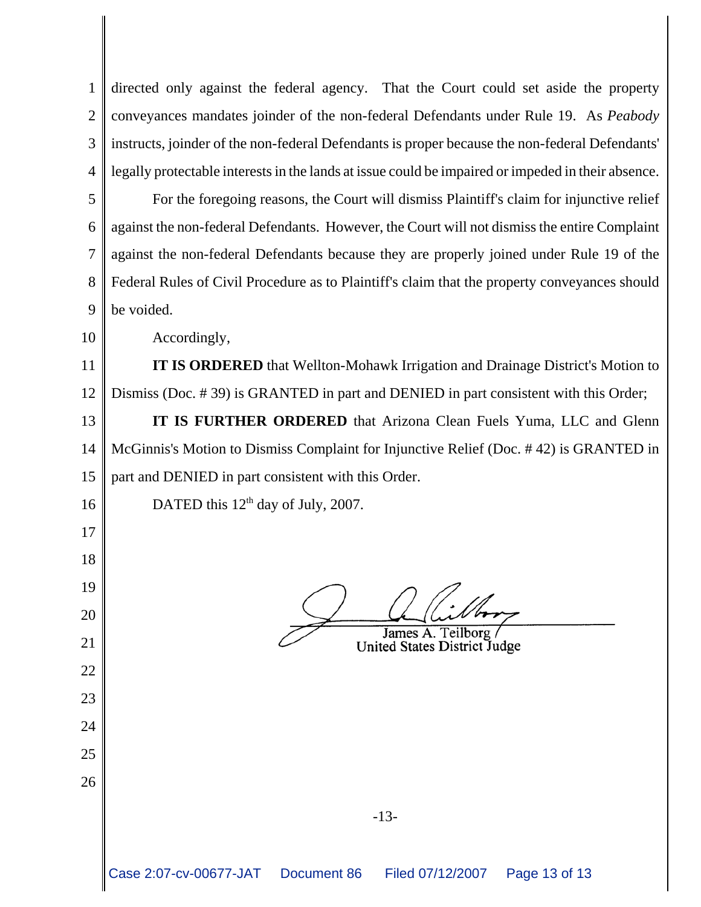directed only against the federal agency. That the Court could set aside the property conveyances mandates joinder of the non-federal Defendants under Rule 19. As *Peabody* instructs, joinder of the non-federal Defendants is proper because the non-federal Defendants' legally protectable interests in the lands at issue could be impaired or impeded in their absence.

For the foregoing reasons, the Court will dismiss Plaintiff's claim for injunctive relief against the non-federal Defendants. However, the Court will not dismiss the entire Complaint against the non-federal Defendants because they are properly joined under Rule 19 of the Federal Rules of Civil Procedure as to Plaintiff's claim that the property conveyances should be voided.

Accordingly,

**IT IS ORDERED** that Wellton-Mohawk Irrigation and Drainage District's Motion to Dismiss (Doc. # 39) is GRANTED in part and DENIED in part consistent with this Order;

**IT IS FURTHER ORDERED** that Arizona Clean Fuels Yuma, LLC and Glenn McGinnis's Motion to Dismiss Complaint for Injunctive Relief (Doc. # 42) is GRANTED in part and DENIED in part consistent with this Order.

DATED this 12th day of July, 2007.

James A. Teilborg
United States District Judge